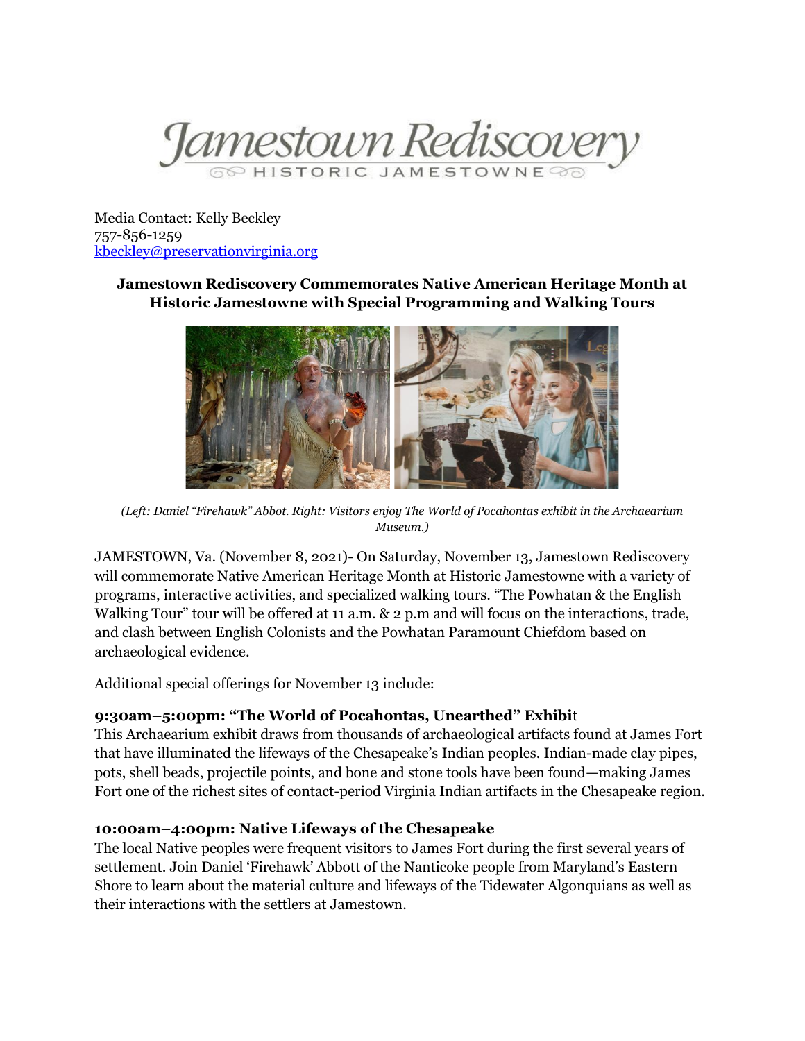Jamestown Rediscovery
HISTORIC JAMESTOWNE

Media Contact: Kelly Beckley
757-856-1259
[kbeckley@preservationvirginia.org](mailto:kbeckley@preservationvirginia.org)

**Jamestown Rediscovery Commemorates Native American Heritage Month at Historic Jamestowne with Special Programming and Walking Tours**

*(Left: Daniel "Firehawk" Abbot. Right: Visitors enjoy The World of Pocahontas exhibit in the Archaearium Museum.)*

JAMESTOWN, Va. (November 8, 2021)- On Saturday, November 13, Jamestown Rediscovery will commemorate Native American Heritage Month at Historic Jamestowne with a variety of programs, interactive activities, and specialized walking tours. "The Powhatan & the English Walking Tour" tour will be offered at 11 a.m. & 2 p.m and will focus on the interactions, trade, and clash between English Colonists and the Powhatan Paramount Chiefdom based on archaeological evidence.

Additional special offerings for November 13 include:

**9:30am–5:00pm: "The World of Pocahontas, Unearthed" Exhibit**
This Archaearium exhibit draws from thousands of archaeological artifacts found at James Fort that have illuminated the lifeways of the Chesapeake's Indian peoples. Indian-made clay pipes, pots, shell beads, projectile points, and bone and stone tools have been found—making James Fort one of the richest sites of contact-period Virginia Indian artifacts in the Chesapeake region.

**10:00am–4:00pm: Native Lifeways of the Chesapeake**
The local Native peoples were frequent visitors to James Fort during the first several years of settlement. Join Daniel 'Firehawk' Abbott of the Nanticoke people from Maryland's Eastern Shore to learn about the material culture and lifeways of the Tidewater Algonquians as well as their interactions with the settlers at Jamestown.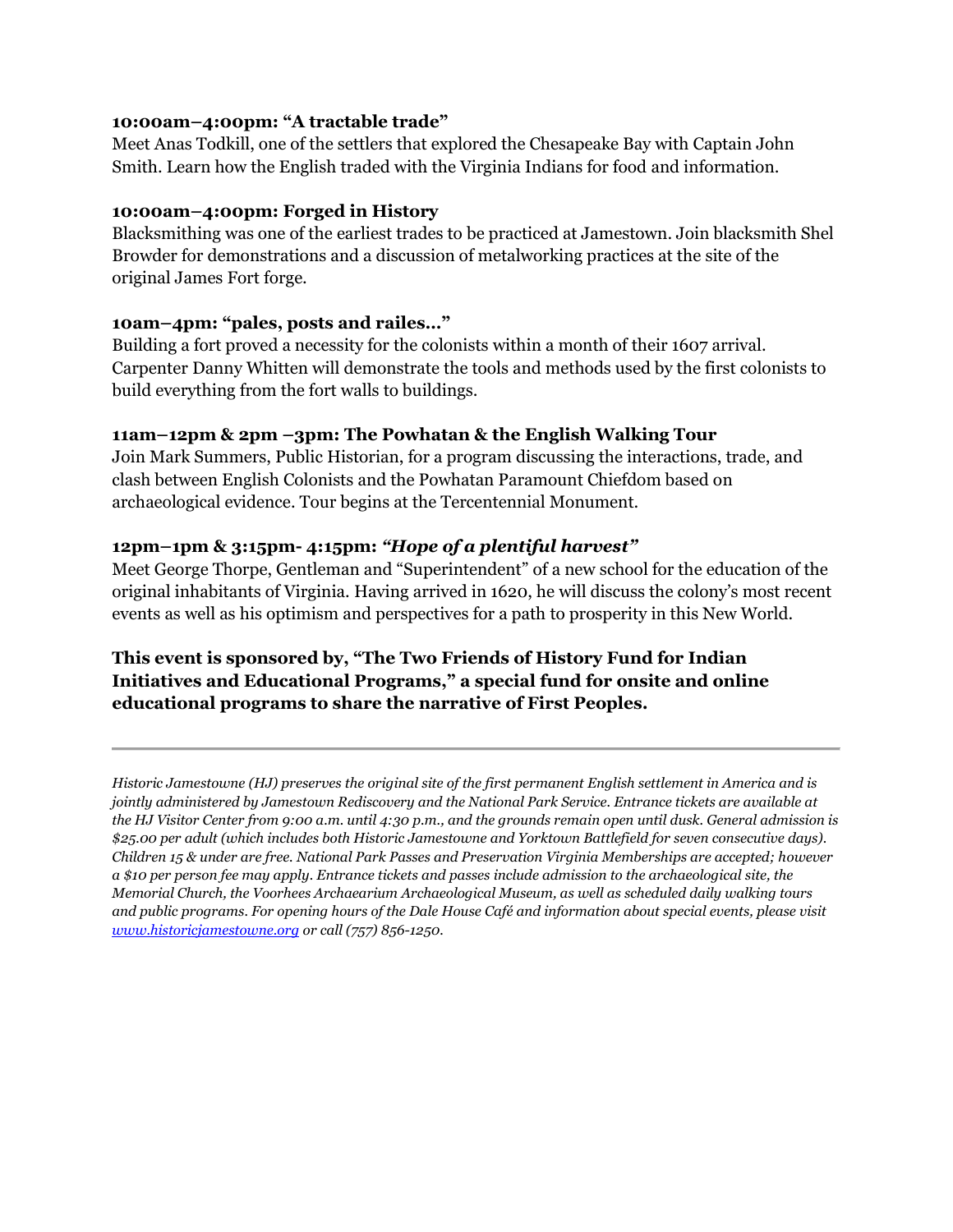**10:00am–4:00pm: "A tractable trade"**
Meet Anas Todkill, one of the settlers that explored the Chesapeake Bay with Captain John Smith. Learn how the English traded with the Virginia Indians for food and information.

**10:00am–4:00pm: Forged in History**
Blacksmithing was one of the earliest trades to be practiced at Jamestown. Join blacksmith Shel Browder for demonstrations and a discussion of metalworking practices at the site of the original James Fort forge.

**10am–4pm: "pales, posts and railes…"**
Building a fort proved a necessity for the colonists within a month of their 1607 arrival. Carpenter Danny Whitten will demonstrate the tools and methods used by the first colonists to build everything from the fort walls to buildings.

**11am–12pm & 2pm –3pm: The Powhatan & the English Walking Tour**
Join Mark Summers, Public Historian, for a program discussing the interactions, trade, and clash between English Colonists and the Powhatan Paramount Chiefdom based on archaeological evidence. Tour begins at the Tercentennial Monument.

**12pm–1pm & 3:15pm- 4:15pm: *"Hope of a plentiful harvest"***
Meet George Thorpe, Gentleman and "Superintendent" of a new school for the education of the original inhabitants of Virginia. Having arrived in 1620, he will discuss the colony's most recent events as well as his optimism and perspectives for a path to prosperity in this New World.

**This event is sponsored by, "The Two Friends of History Fund for Indian Initiatives and Educational Programs," a special fund for onsite and online educational programs to share the narrative of First Peoples.**

---

*Historic Jamestowne (HJ) preserves the original site of the first permanent English settlement in America and is jointly administered by Jamestown Rediscovery and the National Park Service. Entrance tickets are available at the HJ Visitor Center from 9:00 a.m. until 4:30 p.m., and the grounds remain open until dusk. General admission is $25.00 per adult (which includes both Historic Jamestowne and Yorktown Battlefield for seven consecutive days). Children 15 & under are free. National Park Passes and Preservation Virginia Memberships are accepted; however a $10 per person fee may apply. Entrance tickets and passes include admission to the archaeological site, the Memorial Church, the Voorhees Archaearium Archaeological Museum, as well as scheduled daily walking tours and public programs. For opening hours of the Dale House Café and information about special events, please visit [www.historicjamestowne.org](http://www.historicjamestowne.org) or call (757) 856-1250.*